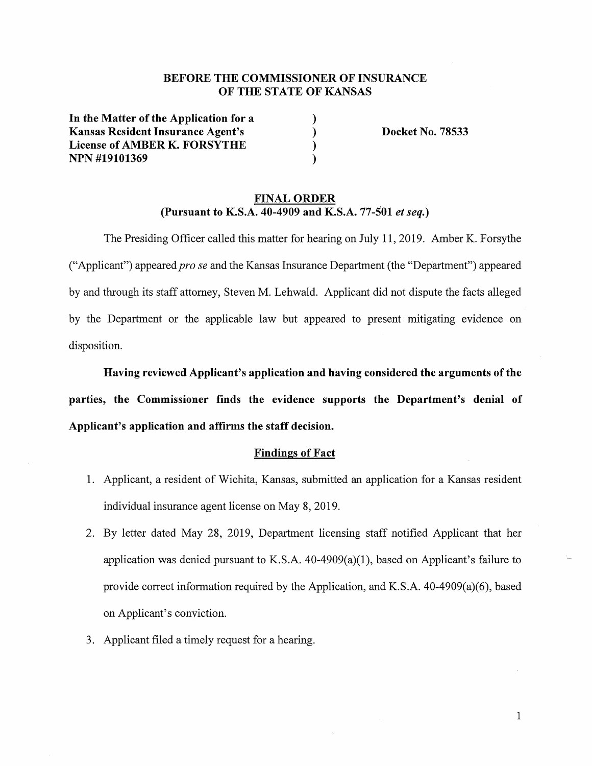**BEFORE THE COMMISSIONER OF INSURANCE**
**OF THE STATE OF KANSAS**

| | | |
|---|---|---|
| **In the Matter of the Application for a Kansas Resident Insurance Agent's License of AMBER K. FORSYTHE NPN #19101369** | ) ) ) ) | **Docket No. 78533** |

**FINAL ORDER**
**(Pursuant to K.S.A. 40-4909 and K.S.A. 77-501 *et seq.*)**

The Presiding Officer called this matter for hearing on July 11, 2019. Amber K. Forsythe ("Applicant") appeared *pro se* and the Kansas Insurance Department (the "Department") appeared by and through its staff attorney, Steven M. Lehwald. Applicant did not dispute the facts alleged by the Department or the applicable law but appeared to present mitigating evidence on disposition.

**Having reviewed Applicant's application and having considered the arguments of the parties, the Commissioner finds the evidence supports the Department's denial of Applicant's application and affirms the staff decision.**

**Findings of Fact**

1. Applicant, a resident of Wichita, Kansas, submitted an application for a Kansas resident individual insurance agent license on May 8, 2019.
2. By letter dated May 28, 2019, Department licensing staff notified Applicant that her application was denied pursuant to K.S.A. 40-4909(a)(1), based on Applicant's failure to provide correct information required by the Application, and K.S.A. 40-4909(a)(6), based on Applicant's conviction.
3. Applicant filed a timely request for a hearing.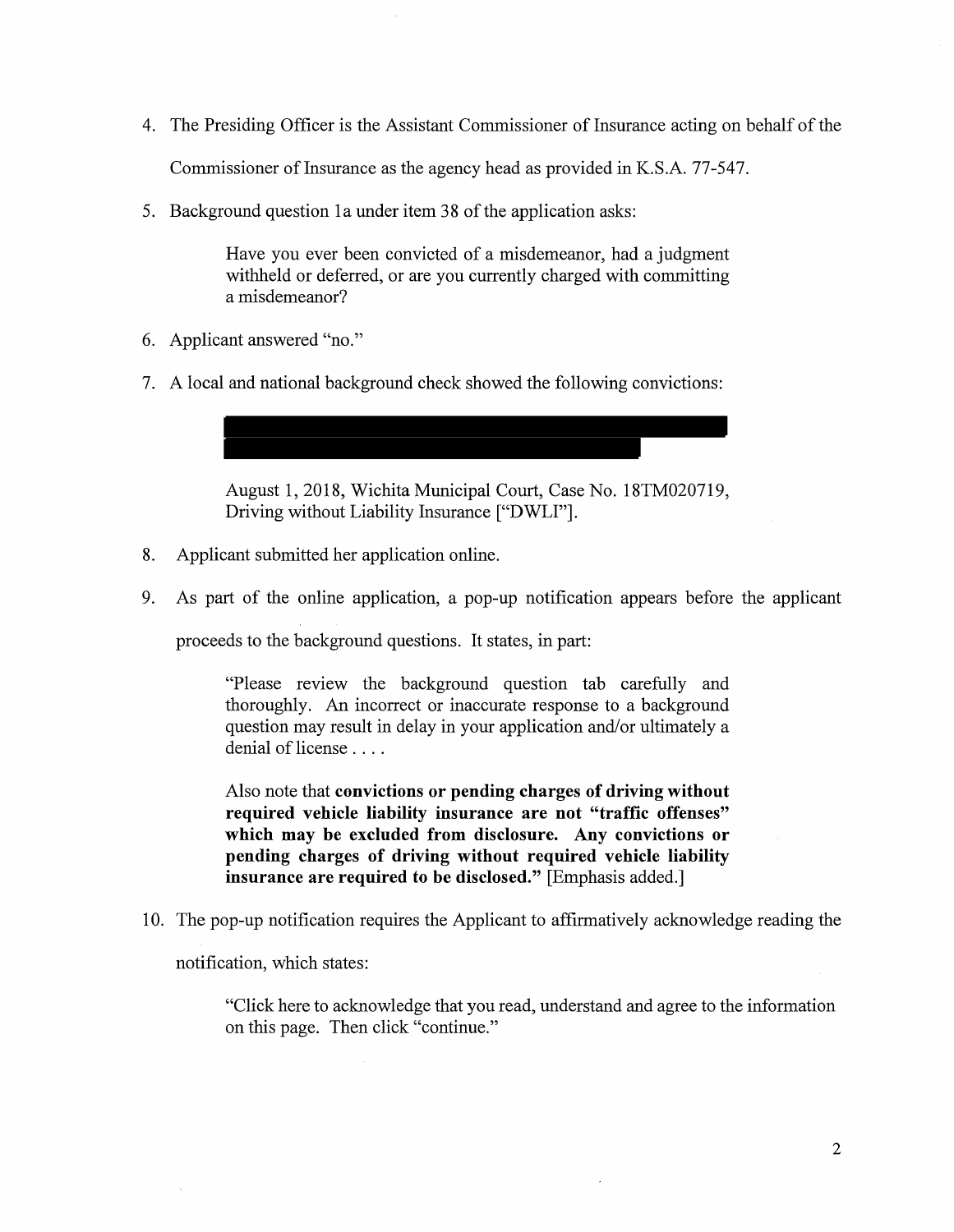4. The Presiding Officer is the Assistant Commissioner of Insurance acting on behalf of the Commissioner of Insurance as the agency head as provided in K.S.A. 77-547.

5. Background question 1a under item 38 of the application asks:

   > Have you ever been convicted of a misdemeanor, had a judgment withheld or deferred, or are you currently charged with committing a misdemeanor?

6. Applicant answered "no."

7. A local and national background check showed the following convictions:

   > August 1, 2018, Wichita Municipal Court, Case No. 18TM020719, Driving without Liability Insurance ["DWLI"].

8. Applicant submitted her application online.

9. As part of the online application, a pop-up notification appears before the applicant proceeds to the background questions. It states, in part:

   > "Please review the background question tab carefully and thoroughly. An incorrect or inaccurate response to a background question may result in delay in your application and/or ultimately a denial of license . . . .
   >
   > Also note that **convictions or pending charges of driving without required vehicle liability insurance are not "traffic offenses" which may be excluded from disclosure. Any convictions or pending charges of driving without required vehicle liability insurance are required to be disclosed."** [Emphasis added.]

10. The pop-up notification requires the Applicant to affirmatively acknowledge reading the notification, which states:

    > "Click here to acknowledge that you read, understand and agree to the information on this page. Then click "continue."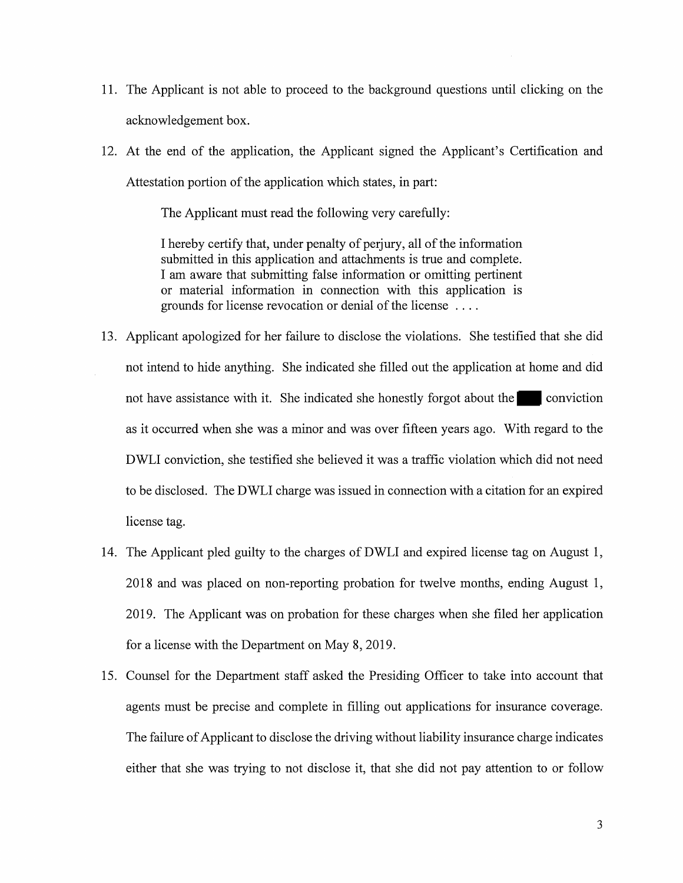11. The Applicant is not able to proceed to the background questions until clicking on the acknowledgement box.

12. At the end of the application, the Applicant signed the Applicant's Certification and Attestation portion of the application which states, in part:

    > The Applicant must read the following very carefully:
    >
    > I hereby certify that, under penalty of perjury, all of the information submitted in this application and attachments is true and complete. I am aware that submitting false information or omitting pertinent or material information in connection with this application is grounds for license revocation or denial of the license . . . .

13. Applicant apologized for her failure to disclose the violations. She testified that she did not intend to hide anything. She indicated she filled out the application at home and did not have assistance with it. She indicated she honestly forgot about the ███ conviction as it occurred when she was a minor and was over fifteen years ago. With regard to the DWLI conviction, she testified she believed it was a traffic violation which did not need to be disclosed. The DWLI charge was issued in connection with a citation for an expired license tag.

14. The Applicant pled guilty to the charges of DWLI and expired license tag on August 1, 2018 and was placed on non-reporting probation for twelve months, ending August 1, 2019. The Applicant was on probation for these charges when she filed her application for a license with the Department on May 8, 2019.

15. Counsel for the Department staff asked the Presiding Officer to take into account that agents must be precise and complete in filling out applications for insurance coverage. The failure of Applicant to disclose the driving without liability insurance charge indicates either that she was trying to not disclose it, that she did not pay attention to or follow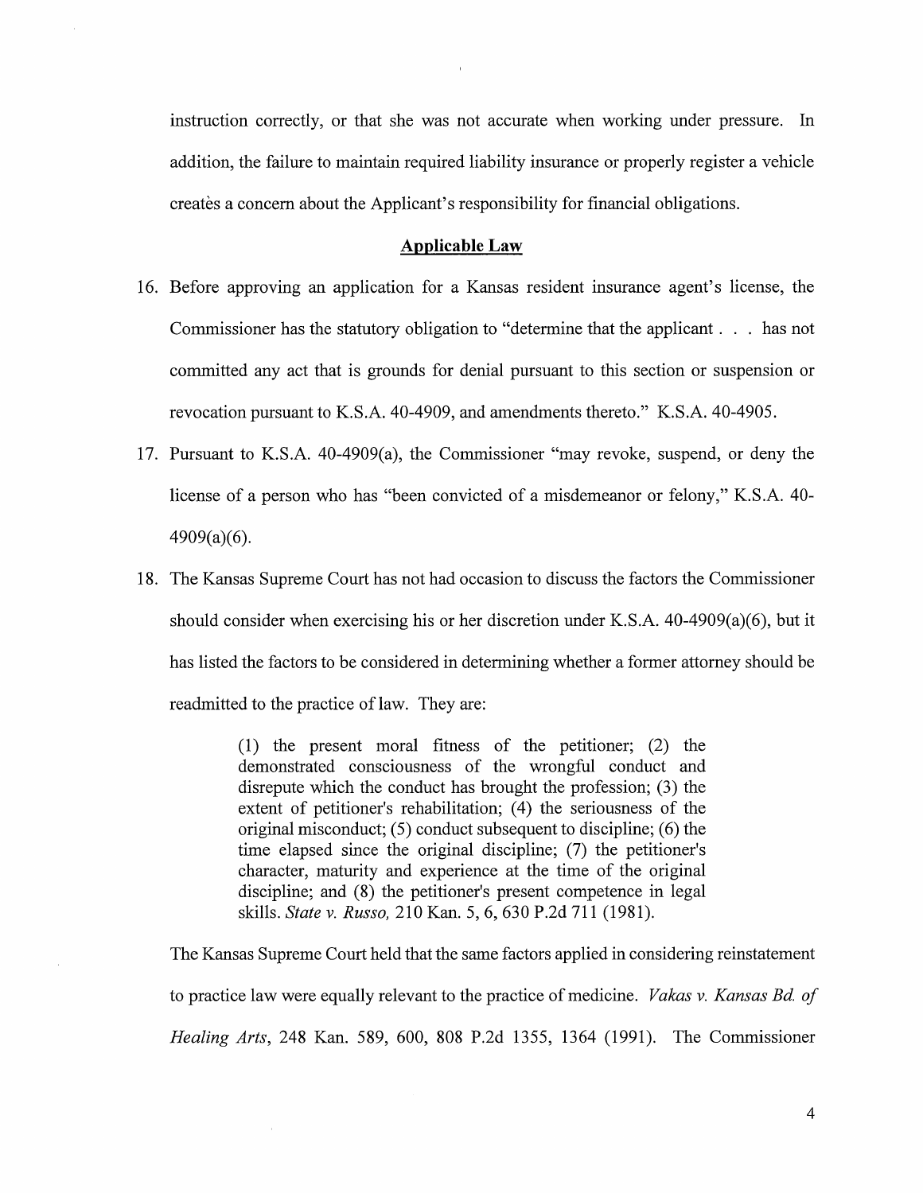instruction correctly, or that she was not accurate when working under pressure. In addition, the failure to maintain required liability insurance or properly register a vehicle creates a concern about the Applicant's responsibility for financial obligations.

## Applicable Law

16. Before approving an application for a Kansas resident insurance agent's license, the Commissioner has the statutory obligation to "determine that the applicant . . . has not committed any act that is grounds for denial pursuant to this section or suspension or revocation pursuant to K.S.A. 40-4909, and amendments thereto." K.S.A. 40-4905.

17. Pursuant to K.S.A. 40-4909(a), the Commissioner "may revoke, suspend, or deny the license of a person who has "been convicted of a misdemeanor or felony," K.S.A. 40-4909(a)(6).

18. The Kansas Supreme Court has not had occasion to discuss the factors the Commissioner should consider when exercising his or her discretion under K.S.A. 40-4909(a)(6), but it has listed the factors to be considered in determining whether a former attorney should be readmitted to the practice of law. They are:

> (1) the present moral fitness of the petitioner; (2) the demonstrated consciousness of the wrongful conduct and disrepute which the conduct has brought the profession; (3) the extent of petitioner's rehabilitation; (4) the seriousness of the original misconduct; (5) conduct subsequent to discipline; (6) the time elapsed since the original discipline; (7) the petitioner's character, maturity and experience at the time of the original discipline; and (8) the petitioner's present competence in legal skills. *State v. Russo,* 210 Kan. 5, 6, 630 P.2d 711 (1981).

The Kansas Supreme Court held that the same factors applied in considering reinstatement to practice law were equally relevant to the practice of medicine. *Vakas v. Kansas Bd. of Healing Arts*, 248 Kan. 589, 600, 808 P.2d 1355, 1364 (1991). The Commissioner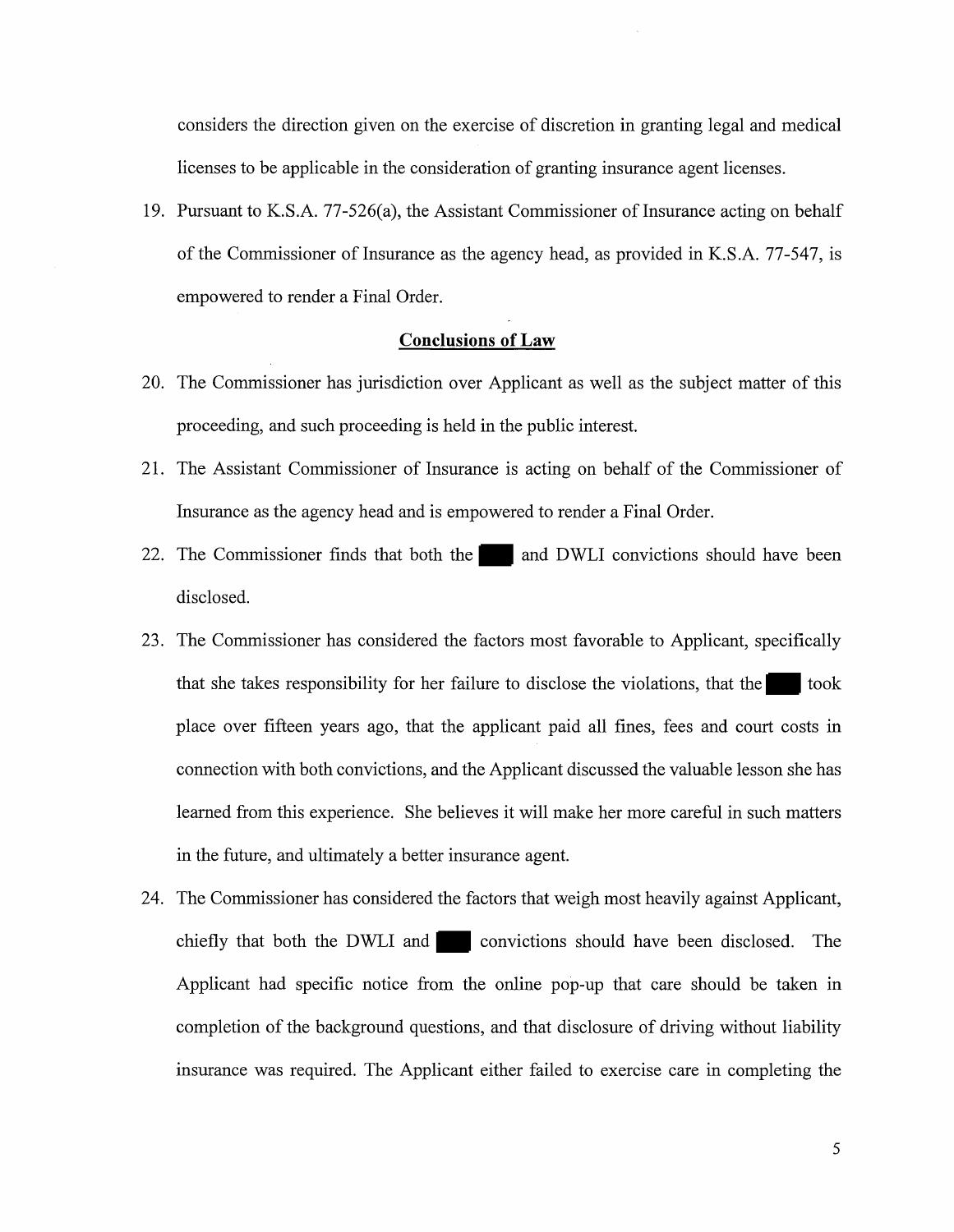considers the direction given on the exercise of discretion in granting legal and medical licenses to be applicable in the consideration of granting insurance agent licenses.

19. Pursuant to K.S.A. 77-526(a), the Assistant Commissioner of Insurance acting on behalf of the Commissioner of Insurance as the agency head, as provided in K.S.A. 77-547, is empowered to render a Final Order.

## Conclusions of Law

20. The Commissioner has jurisdiction over Applicant as well as the subject matter of this proceeding, and such proceeding is held in the public interest.

21. The Assistant Commissioner of Insurance is acting on behalf of the Commissioner of Insurance as the agency head and is empowered to render a Final Order.

22. The Commissioner finds that both the ███ and DWLI convictions should have been disclosed.

23. The Commissioner has considered the factors most favorable to Applicant, specifically that she takes responsibility for her failure to disclose the violations, that the ███ took place over fifteen years ago, that the applicant paid all fines, fees and court costs in connection with both convictions, and the Applicant discussed the valuable lesson she has learned from this experience. She believes it will make her more careful in such matters in the future, and ultimately a better insurance agent.

24. The Commissioner has considered the factors that weigh most heavily against Applicant, chiefly that both the DWLI and ███ convictions should have been disclosed. The Applicant had specific notice from the online pop-up that care should be taken in completion of the background questions, and that disclosure of driving without liability insurance was required. The Applicant either failed to exercise care in completing the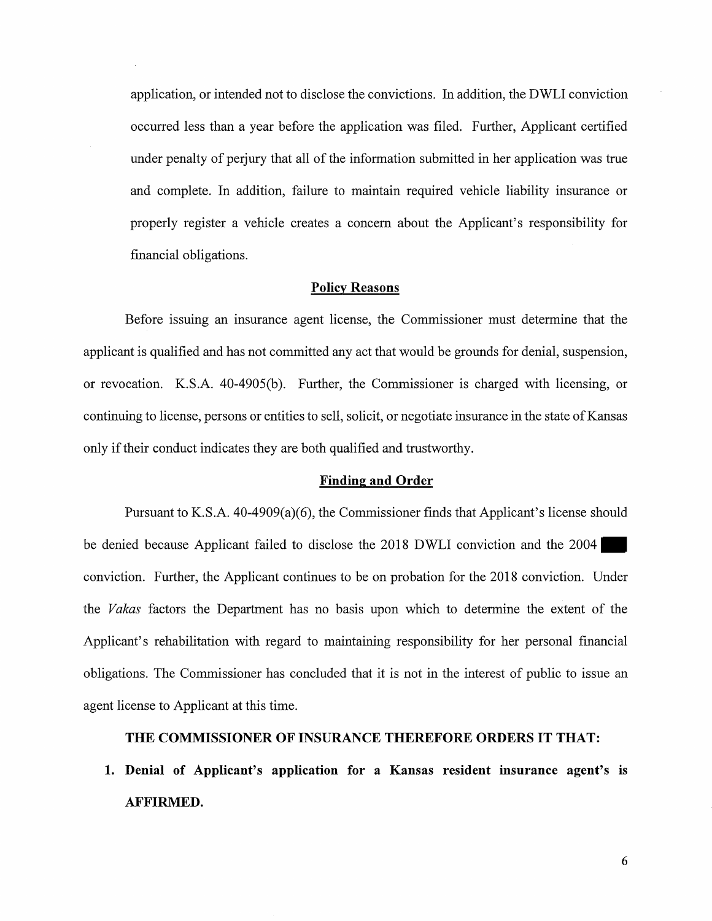application, or intended not to disclose the convictions. In addition, the DWLI conviction occurred less than a year before the application was filed. Further, Applicant certified under penalty of perjury that all of the information submitted in her application was true and complete. In addition, failure to maintain required vehicle liability insurance or properly register a vehicle creates a concern about the Applicant's responsibility for financial obligations.

## Policy Reasons

Before issuing an insurance agent license, the Commissioner must determine that the applicant is qualified and has not committed any act that would be grounds for denial, suspension, or revocation. K.S.A. 40-4905(b). Further, the Commissioner is charged with licensing, or continuing to license, persons or entities to sell, solicit, or negotiate insurance in the state of Kansas only if their conduct indicates they are both qualified and trustworthy.

## Finding and Order

Pursuant to K.S.A. 40-4909(a)(6), the Commissioner finds that Applicant's license should be denied because Applicant failed to disclose the 2018 DWLI conviction and the 2004 ██ conviction. Further, the Applicant continues to be on probation for the 2018 conviction. Under the *Vakas* factors the Department has no basis upon which to determine the extent of the Applicant's rehabilitation with regard to maintaining responsibility for her personal financial obligations. The Commissioner has concluded that it is not in the interest of public to issue an agent license to Applicant at this time.

**THE COMMISSIONER OF INSURANCE THEREFORE ORDERS IT THAT:**

1. **Denial of Applicant's application for a Kansas resident insurance agent's is AFFIRMED.**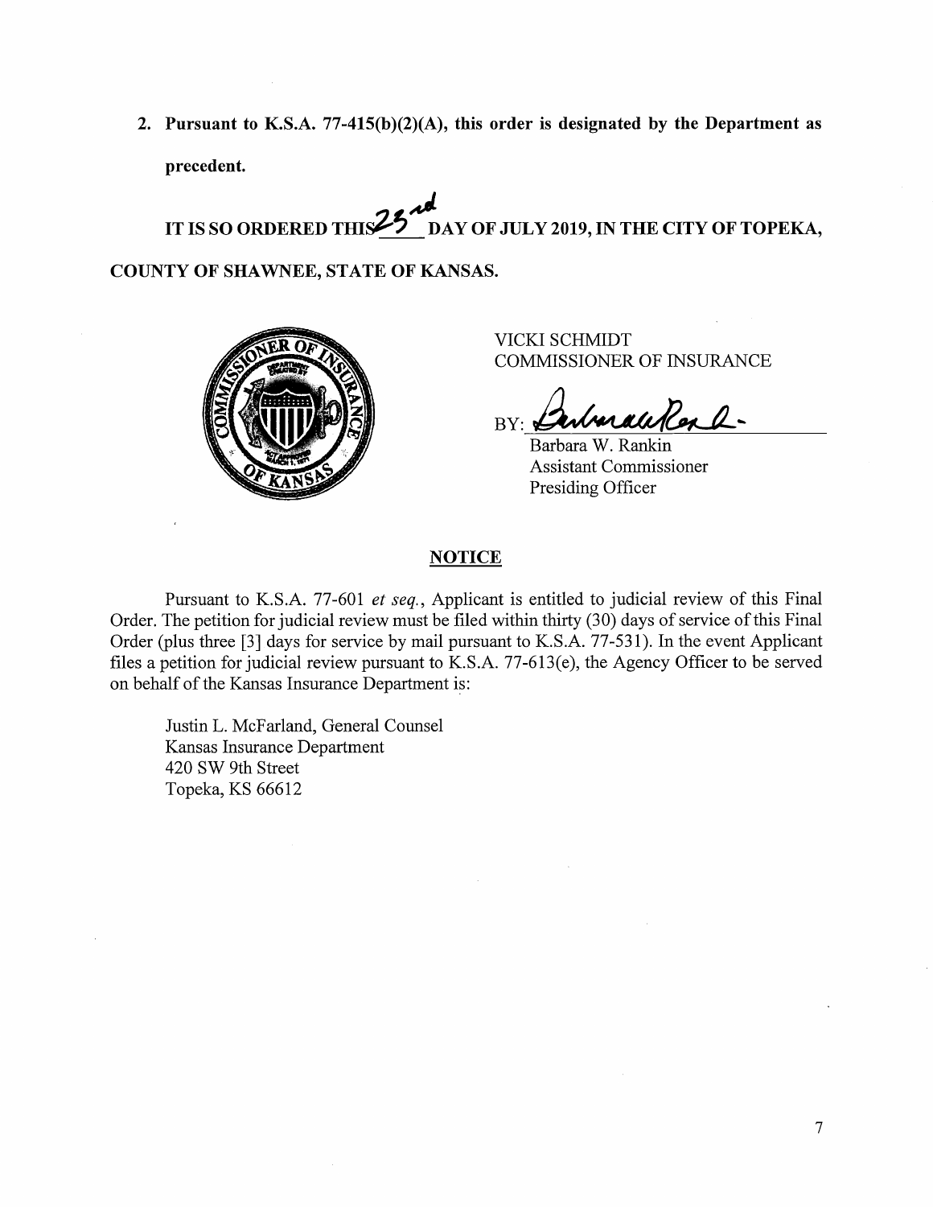2. **Pursuant to K.S.A. 77-415(b)(2)(A), this order is designated by the Department as precedent.**

**IT IS SO ORDERED THIS 23rd DAY OF JULY 2019, IN THE CITY OF TOPEKA, COUNTY OF SHAWNEE, STATE OF KANSAS.**

VICKI SCHMIDT
COMMISSIONER OF INSURANCE

BY: ______________________
Barbara W. Rankin
Assistant Commissioner
Presiding Officer

## NOTICE

Pursuant to K.S.A. 77-601 *et seq.*, Applicant is entitled to judicial review of this Final Order. The petition for judicial review must be filed within thirty (30) days of service of this Final Order (plus three [3] days for service by mail pursuant to K.S.A. 77-531). In the event Applicant files a petition for judicial review pursuant to K.S.A. 77-613(e), the Agency Officer to be served on behalf of the Kansas Insurance Department is:

Justin L. McFarland, General Counsel
Kansas Insurance Department
420 SW 9th Street
Topeka, KS 66612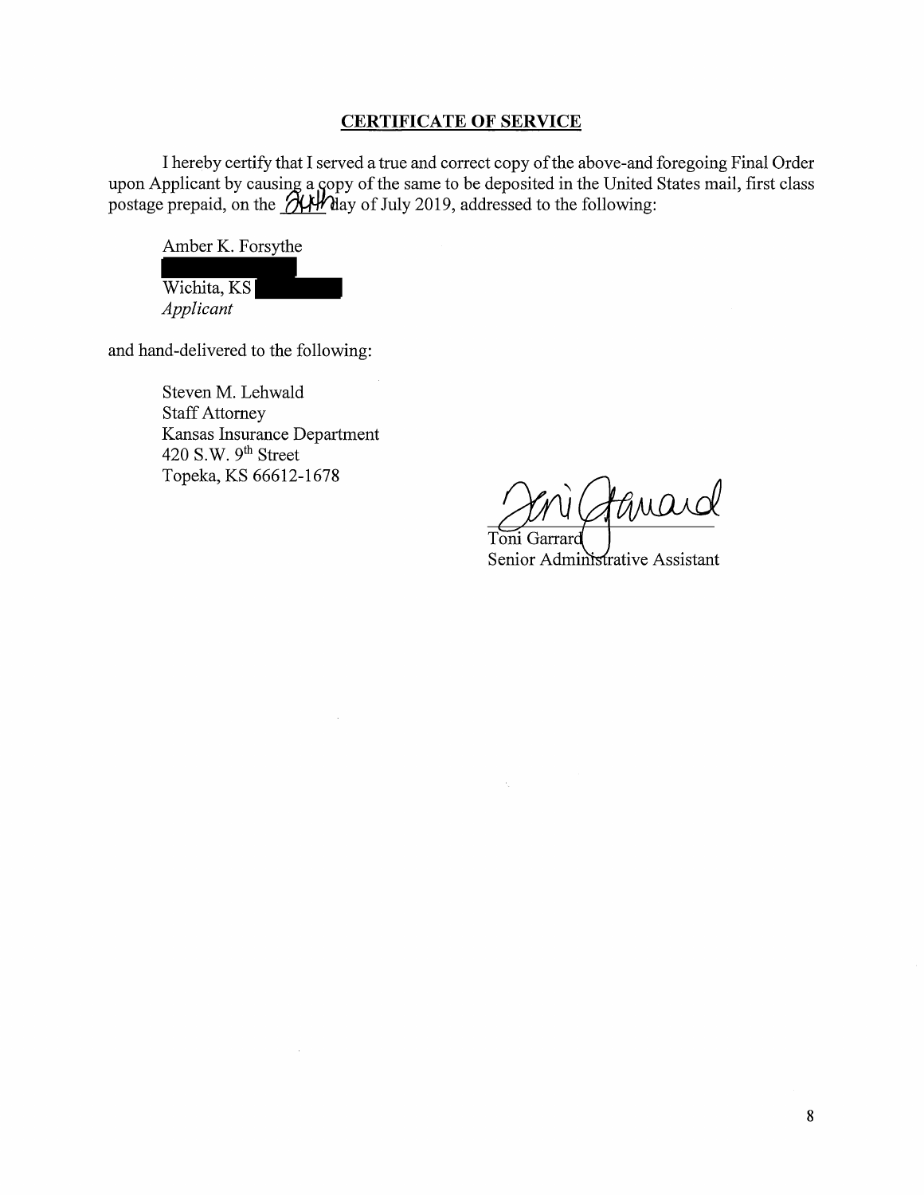## CERTIFICATE OF SERVICE

I hereby certify that I served a true and correct copy of the above-and foregoing Final Order upon Applicant by causing a copy of the same to be deposited in the United States mail, first class postage prepaid, on the 24th day of July 2019, addressed to the following:

Amber K. Forsythe
█████████
Wichita, KS █████
*Applicant*

and hand-delivered to the following:

Steven M. Lehwald
Staff Attorney
Kansas Insurance Department
420 S.W. 9th Street
Topeka, KS 66612-1678

Toni Garrard
Senior Administrative Assistant